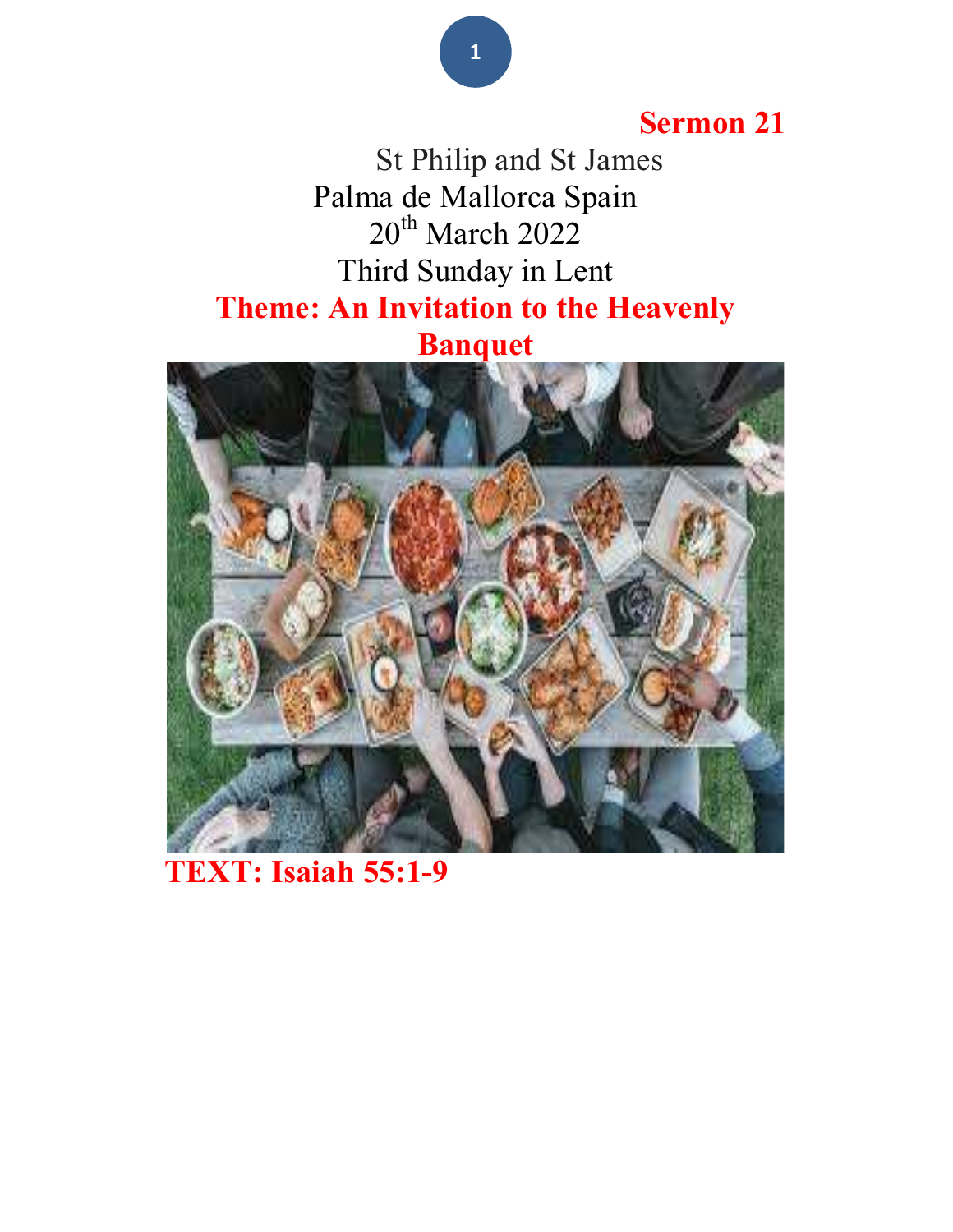**Sermon 21**

St Philip and St James

Palma de Mallorca Spain

20th March 2022

Third Sunday in Lent

# Theme: An Invitation to the Heavenly Banquet

**TEXT: Isaiah 55:1-9**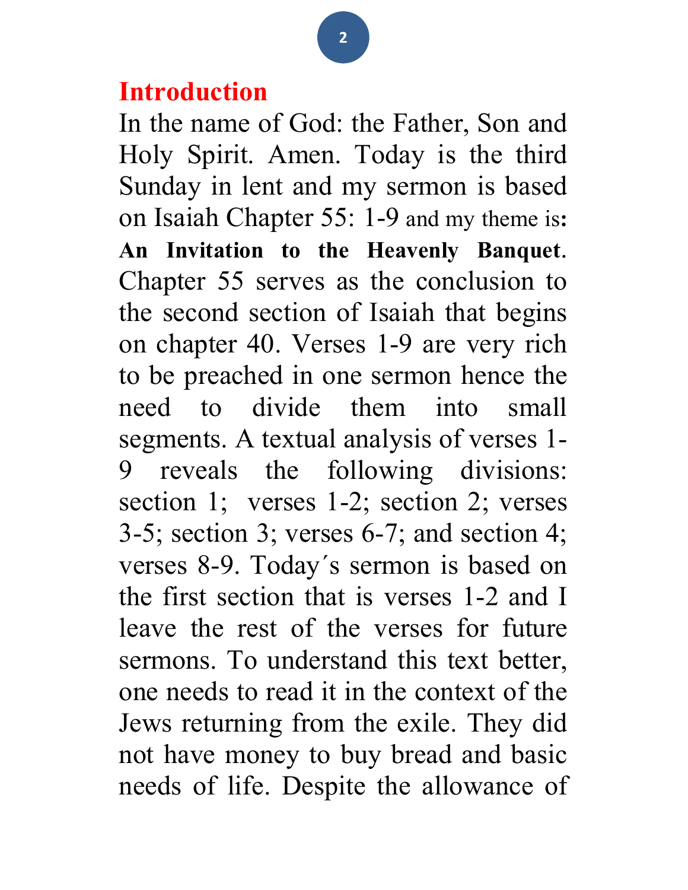## Introduction

In the name of God: the Father, Son and Holy Spirit. Amen. Today is the third Sunday in lent and my sermon is based on Isaiah Chapter 55: 1-9 and my theme is: **An Invitation to the Heavenly Banquet**. Chapter 55 serves as the conclusion to the second section of Isaiah that begins on chapter 40. Verses 1-9 are very rich to be preached in one sermon hence the need to divide them into small segments. A textual analysis of verses 1-9 reveals the following divisions: section 1; verses 1-2; section 2; verses 3-5; section 3; verses 6-7; and section 4; verses 8-9. Today´s sermon is based on the first section that is verses 1-2 and I leave the rest of the verses for future sermons. To understand this text better, one needs to read it in the context of the Jews returning from the exile. They did not have money to buy bread and basic needs of life. Despite the allowance of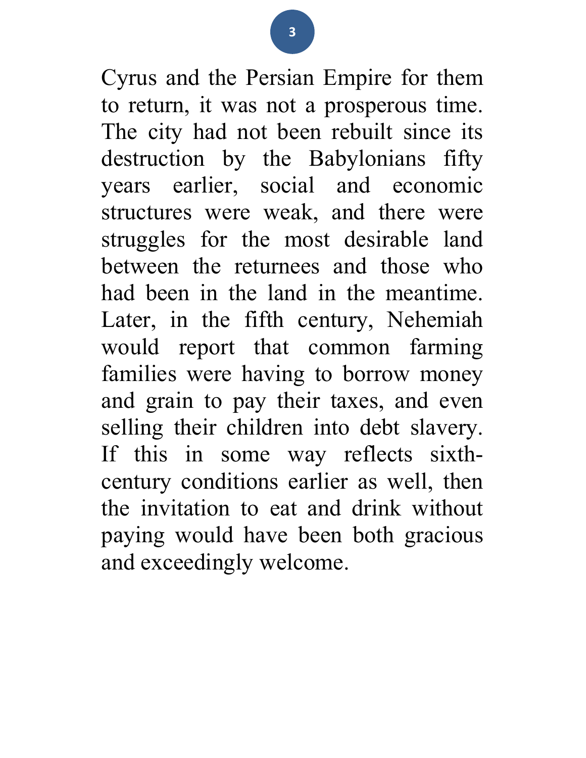Cyrus and the Persian Empire for them to return, it was not a prosperous time. The city had not been rebuilt since its destruction by the Babylonians fifty years earlier, social and economic structures were weak, and there were struggles for the most desirable land between the returnees and those who had been in the land in the meantime. Later, in the fifth century, Nehemiah would report that common farming families were having to borrow money and grain to pay their taxes, and even selling their children into debt slavery. If this in some way reflects sixth-century conditions earlier as well, then the invitation to eat and drink without paying would have been both gracious and exceedingly welcome.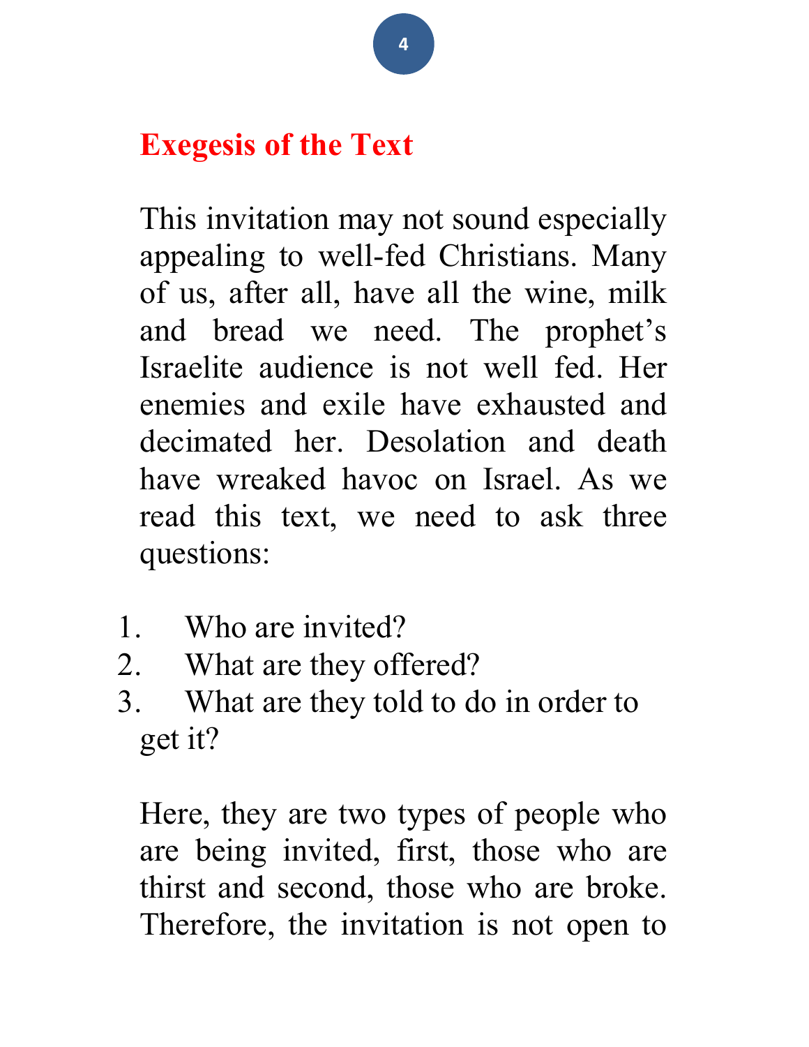## Exegesis of the Text

This invitation may not sound especially appealing to well-fed Christians. Many of us, after all, have all the wine, milk and bread we need. The prophet's Israelite audience is not well fed. Her enemies and exile have exhausted and decimated her. Desolation and death have wreaked havoc on Israel. As we read this text, we need to ask three questions:

1. Who are invited?
2. What are they offered?
3. What are they told to do in order to get it?

Here, they are two types of people who are being invited, first, those who are thirst and second, those who are broke. Therefore, the invitation is not open to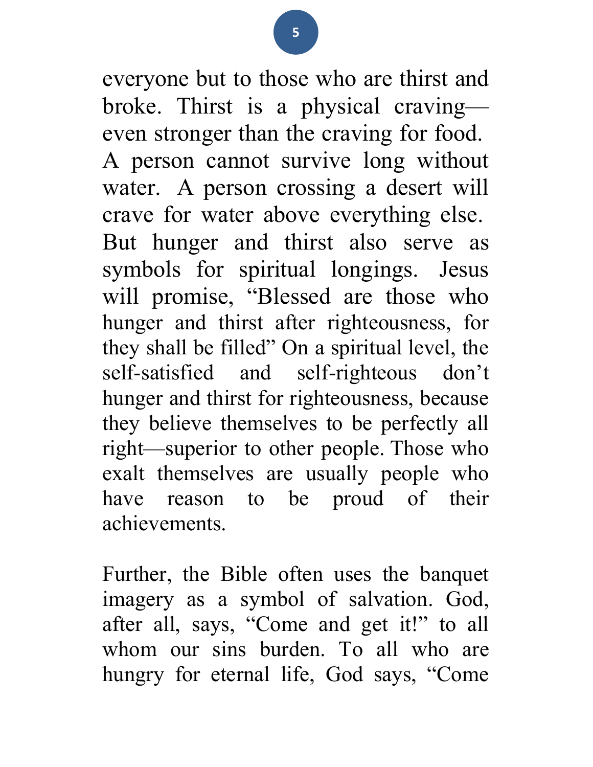everyone but to those who are thirst and broke. Thirst is a physical craving—even stronger than the craving for food. A person cannot survive long without water. A person crossing a desert will crave for water above everything else. But hunger and thirst also serve as symbols for spiritual longings. Jesus will promise, "Blessed are those who hunger and thirst after righteousness, for they shall be filled" On a spiritual level, the self-satisfied and self-righteous don't hunger and thirst for righteousness, because they believe themselves to be perfectly all right—superior to other people. Those who exalt themselves are usually people who have reason to be proud of their achievements.

Further, the Bible often uses the banquet imagery as a symbol of salvation. God, after all, says, "Come and get it!" to all whom our sins burden. To all who are hungry for eternal life, God says, "Come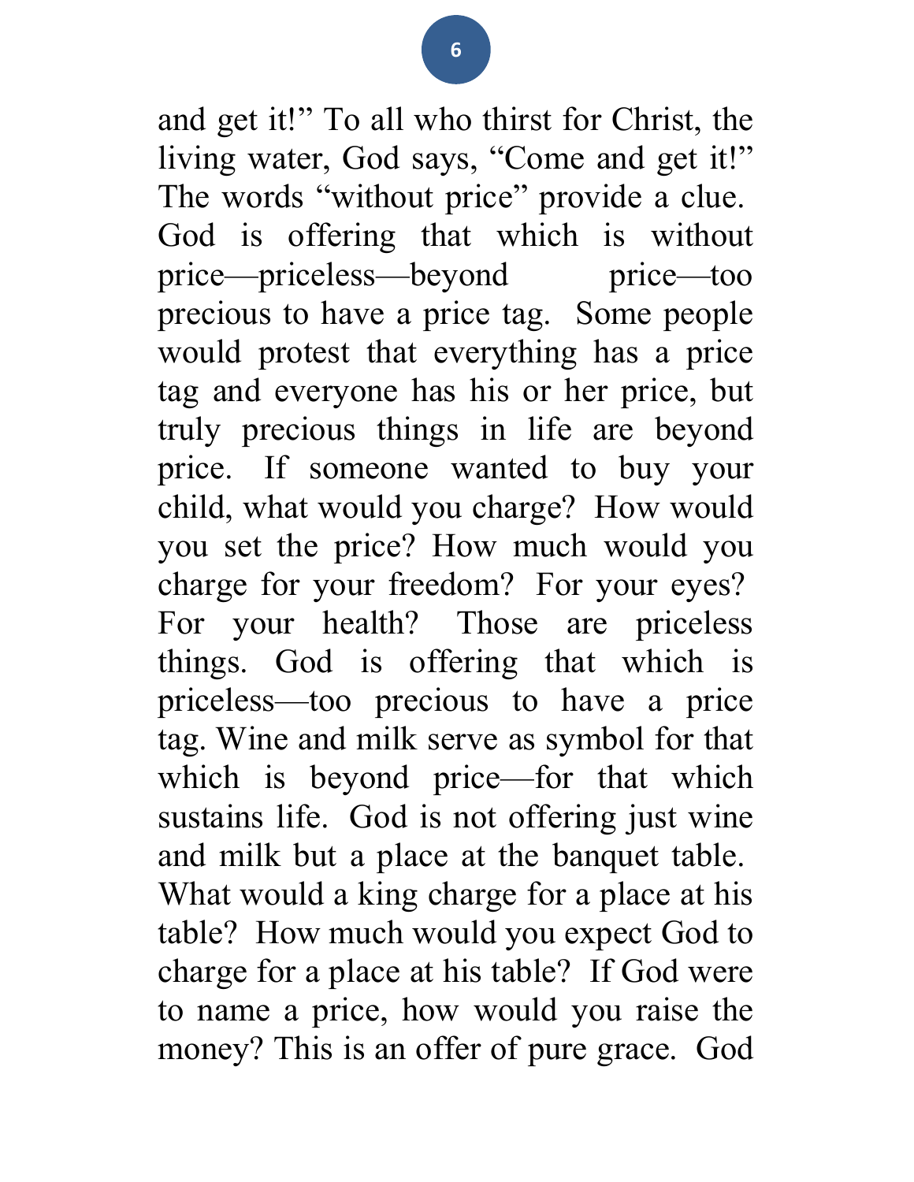and get it!" To all who thirst for Christ, the living water, God says, "Come and get it!" The words "without price" provide a clue. God is offering that which is without price—priceless—beyond price—too precious to have a price tag. Some people would protest that everything has a price tag and everyone has his or her price, but truly precious things in life are beyond price. If someone wanted to buy your child, what would you charge? How would you set the price? How much would you charge for your freedom? For your eyes? For your health? Those are priceless things. God is offering that which is priceless—too precious to have a price tag. Wine and milk serve as symbol for that which is beyond price—for that which sustains life. God is not offering just wine and milk but a place at the banquet table. What would a king charge for a place at his table? How much would you expect God to charge for a place at his table? If God were to name a price, how would you raise the money? This is an offer of pure grace. God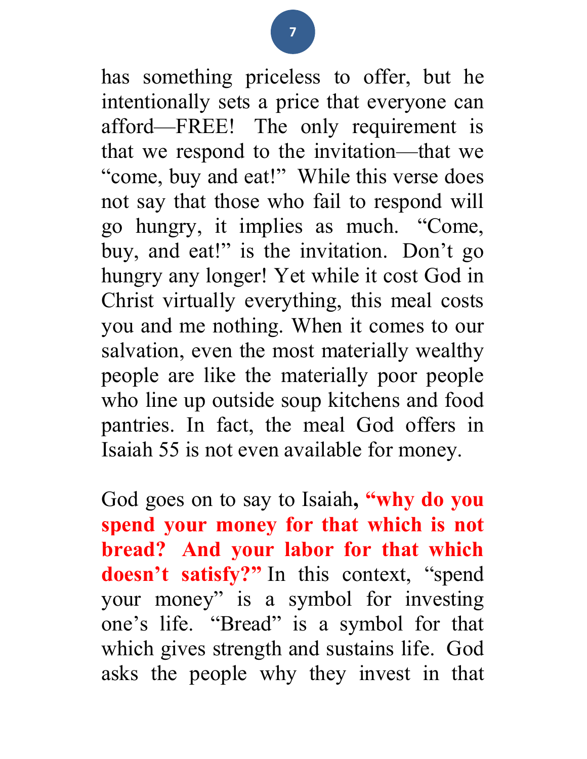has something priceless to offer, but he intentionally sets a price that everyone can afford—FREE! The only requirement is that we respond to the invitation—that we "come, buy and eat!" While this verse does not say that those who fail to respond will go hungry, it implies as much. "Come, buy, and eat!" is the invitation. Don't go hungry any longer! Yet while it cost God in Christ virtually everything, this meal costs you and me nothing. When it comes to our salvation, even the most materially wealthy people are like the materially poor people who line up outside soup kitchens and food pantries. In fact, the meal God offers in Isaiah 55 is not even available for money.

God goes on to say to Isaiah**, "why do you spend your money for that which is not bread? And your labor for that which doesn't satisfy?"** In this context, "spend your money" is a symbol for investing one's life. "Bread" is a symbol for that which gives strength and sustains life. God asks the people why they invest in that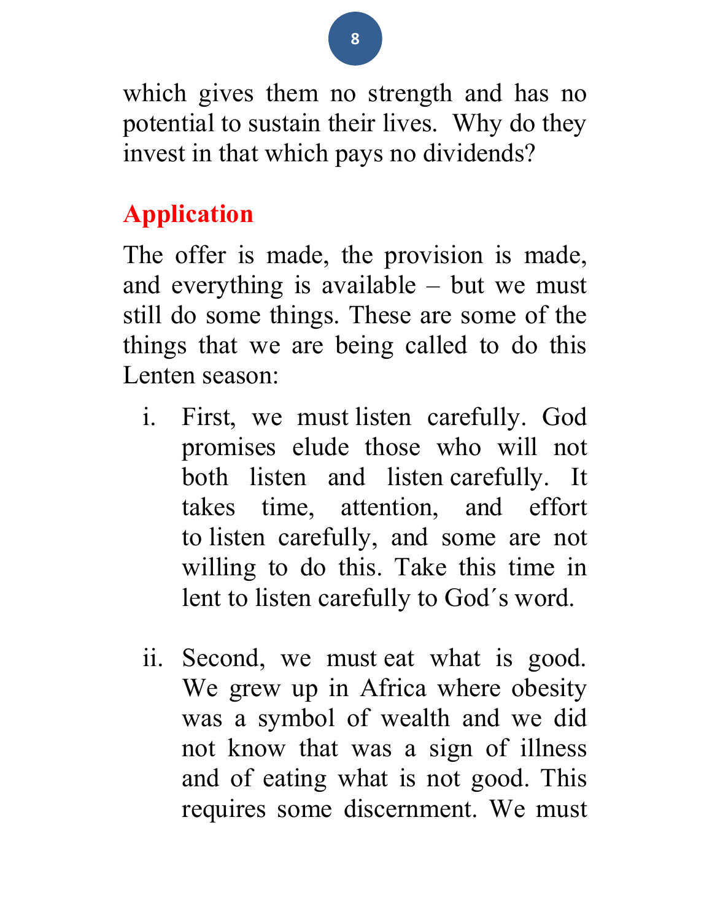which gives them no strength and has no potential to sustain their lives. Why do they invest in that which pays no dividends?

## Application

The offer is made, the provision is made, and everything is available – but we must still do some things. These are some of the things that we are being called to do this Lenten season:

i. First, we must listen carefully. God promises elude those who will not both listen and listen carefully. It takes time, attention, and effort to listen carefully, and some are not willing to do this. Take this time in lent to listen carefully to God´s word.

ii. Second, we must eat what is good. We grew up in Africa where obesity was a symbol of wealth and we did not know that was a sign of illness and of eating what is not good. This requires some discernment. We must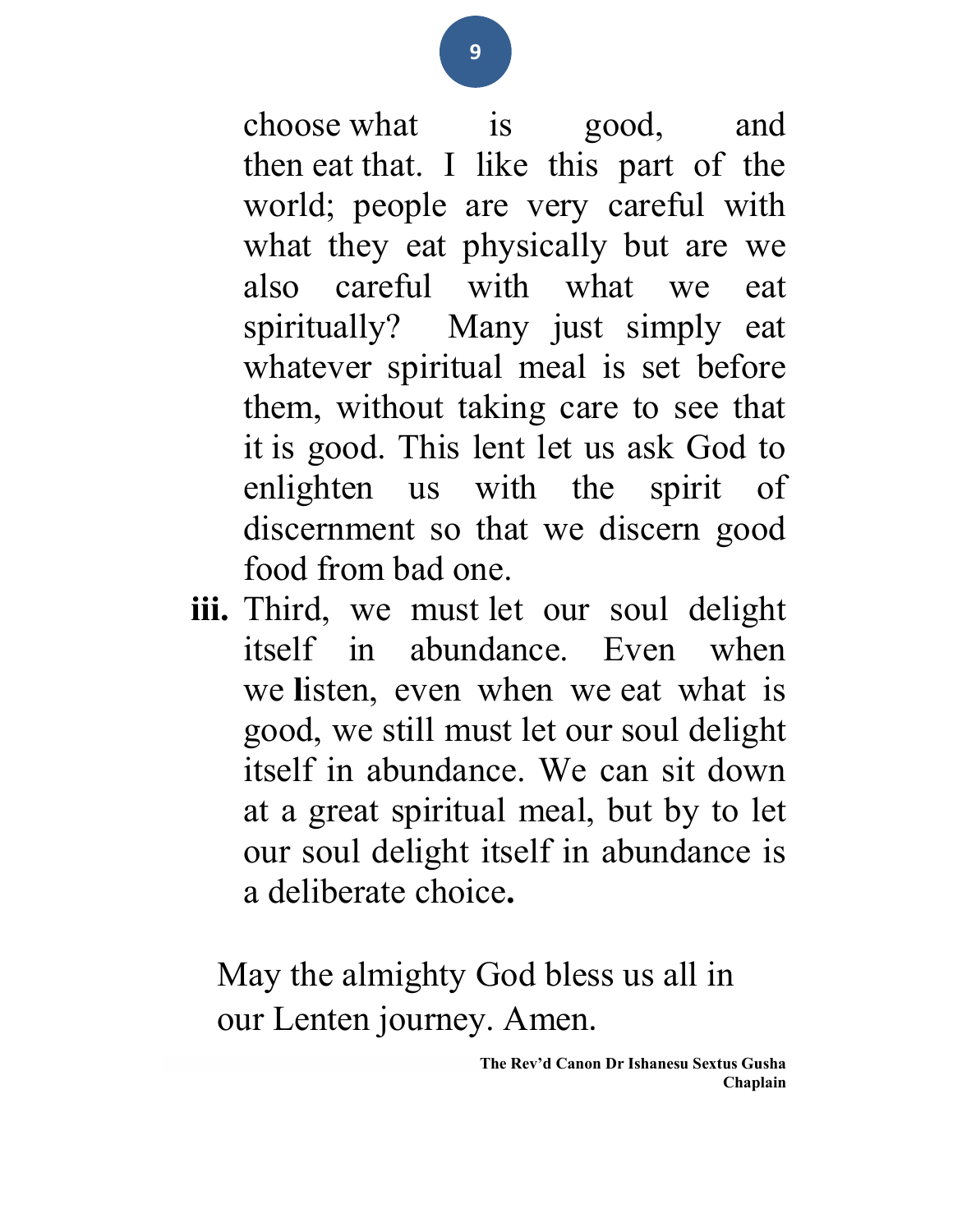choose what is good, and then eat that. I like this part of the world; people are very careful with what they eat physically but are we also careful with what we eat spiritually? Many just simply eat whatever spiritual meal is set before them, without taking care to see that it is good. This lent let us ask God to enlighten us with the spirit of discernment so that we discern good food from bad one.

- **iii.** Third, we must let our soul delight itself in abundance. Even when we listen, even when we eat what is good, we still must let our soul delight itself in abundance. We can sit down at a great spiritual meal, but by to let our soul delight itself in abundance is a deliberate choice.

May the almighty God bless us all in our Lenten journey. Amen.

**The Rev'd Canon Dr Ishanesu Sextus Gusha**
**Chaplain**